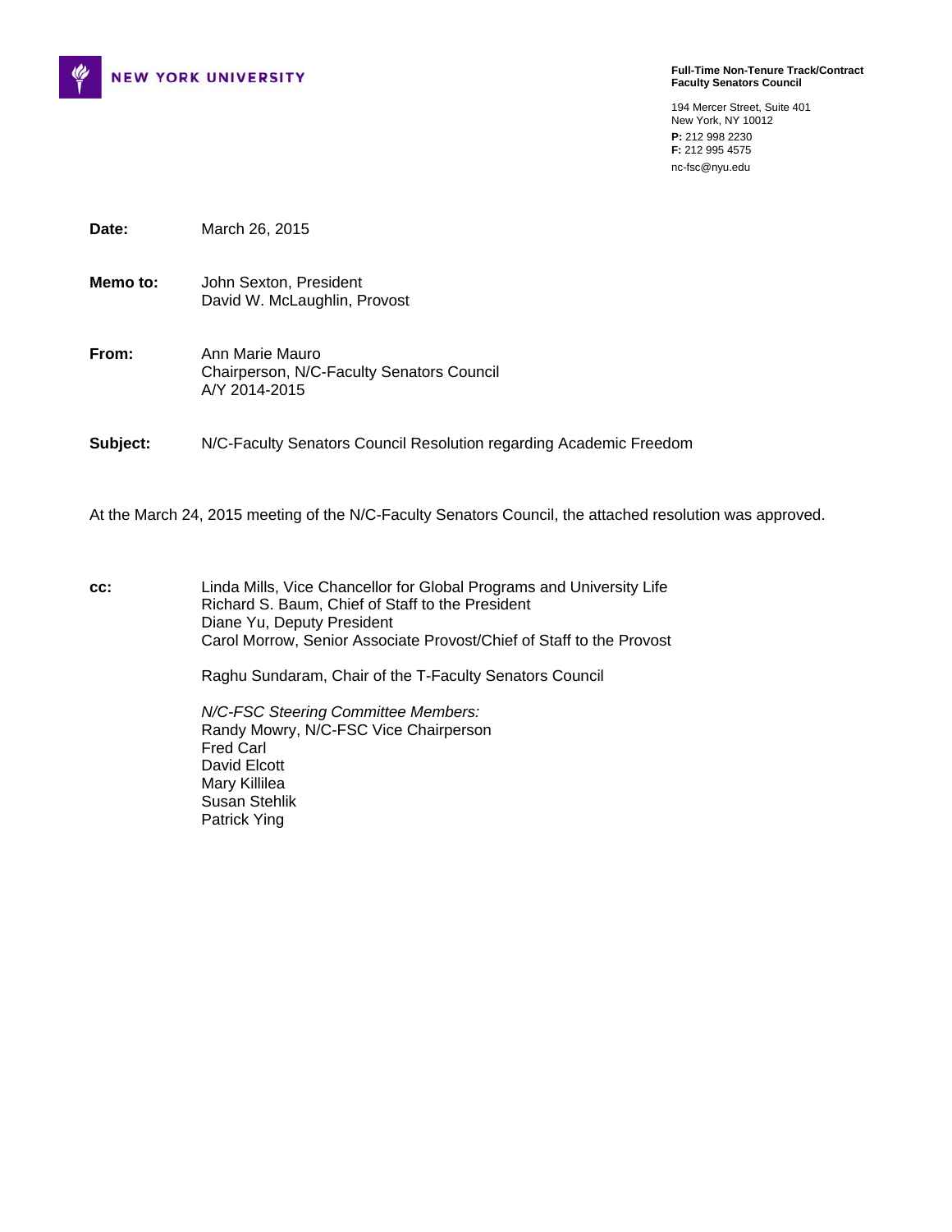NEW YORK UNIVERSITY

**Full-Time Non-Tenure Track/Contract Faculty Senators Council**

194 Mercer Street, Suite 401
New York, NY 10012
**P:** 212 998 2230
**F:** 212 995 4575
nc-fsc@nyu.edu

**Date:** March 26, 2015

**Memo to:** John Sexton, President
David W. McLaughlin, Provost

**From:** Ann Marie Mauro
Chairperson, N/C-Faculty Senators Council
A/Y 2014-2015

**Subject:** N/C-Faculty Senators Council Resolution regarding Academic Freedom

At the March 24, 2015 meeting of the N/C-Faculty Senators Council, the attached resolution was approved.

**cc:** Linda Mills, Vice Chancellor for Global Programs and University Life
Richard S. Baum, Chief of Staff to the President
Diane Yu, Deputy President
Carol Morrow, Senior Associate Provost/Chief of Staff to the Provost

Raghu Sundaram, Chair of the T-Faculty Senators Council

*N/C-FSC Steering Committee Members:*
Randy Mowry, N/C-FSC Vice Chairperson
Fred Carl
David Elcott
Mary Killilea
Susan Stehlik
Patrick Ying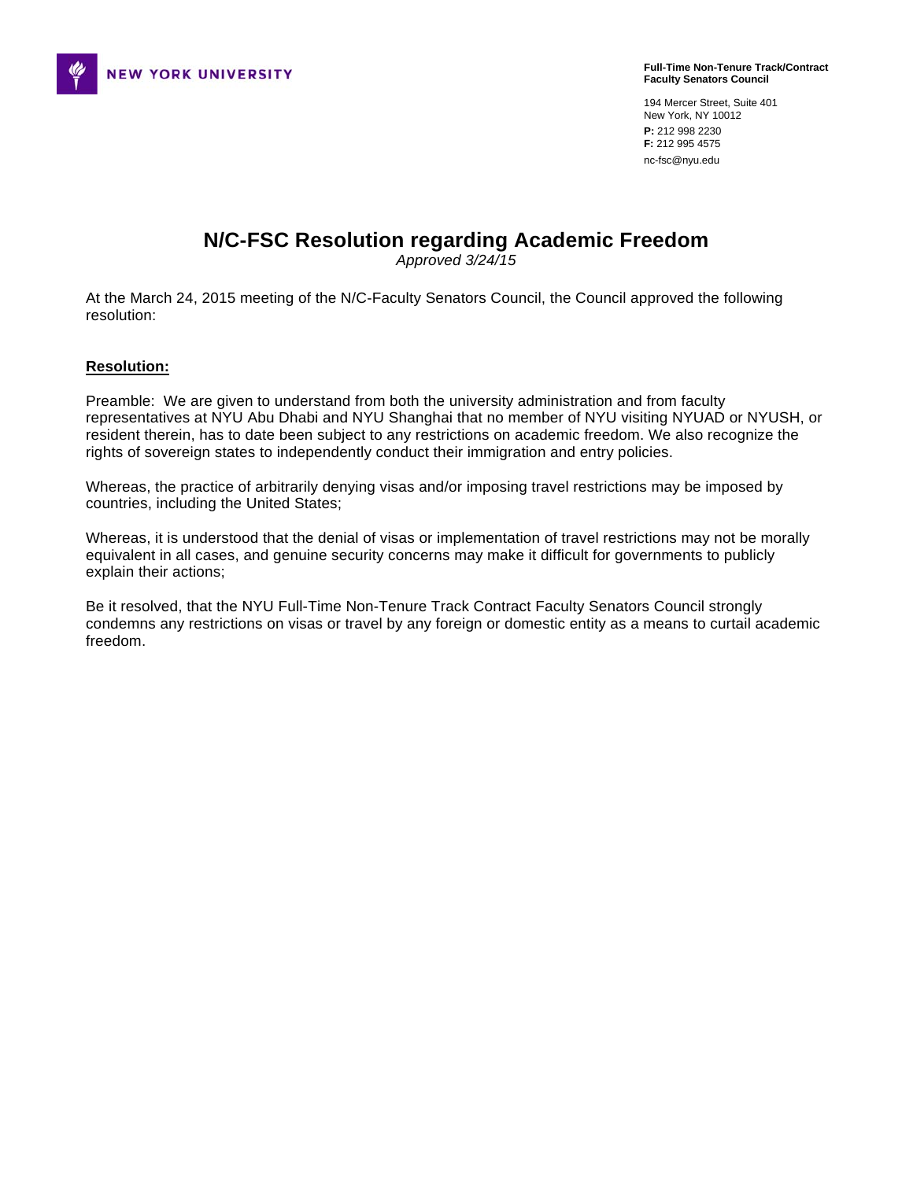NEW YORK UNIVERSITY

**Full-Time Non-Tenure Track/Contract Faculty Senators Council**

194 Mercer Street, Suite 401
New York, NY 10012
**P:** 212 998 2230
**F:** 212 995 4575
nc-fsc@nyu.edu

# N/C-FSC Resolution regarding Academic Freedom

*Approved 3/24/15*

At the March 24, 2015 meeting of the N/C-Faculty Senators Council, the Council approved the following resolution:

**Resolution:**

Preamble: We are given to understand from both the university administration and from faculty representatives at NYU Abu Dhabi and NYU Shanghai that no member of NYU visiting NYUAD or NYUSH, or resident therein, has to date been subject to any restrictions on academic freedom. We also recognize the rights of sovereign states to independently conduct their immigration and entry policies.

Whereas, the practice of arbitrarily denying visas and/or imposing travel restrictions may be imposed by countries, including the United States;

Whereas, it is understood that the denial of visas or implementation of travel restrictions may not be morally equivalent in all cases, and genuine security concerns may make it difficult for governments to publicly explain their actions;

Be it resolved, that the NYU Full-Time Non-Tenure Track Contract Faculty Senators Council strongly condemns any restrictions on visas or travel by any foreign or domestic entity as a means to curtail academic freedom.